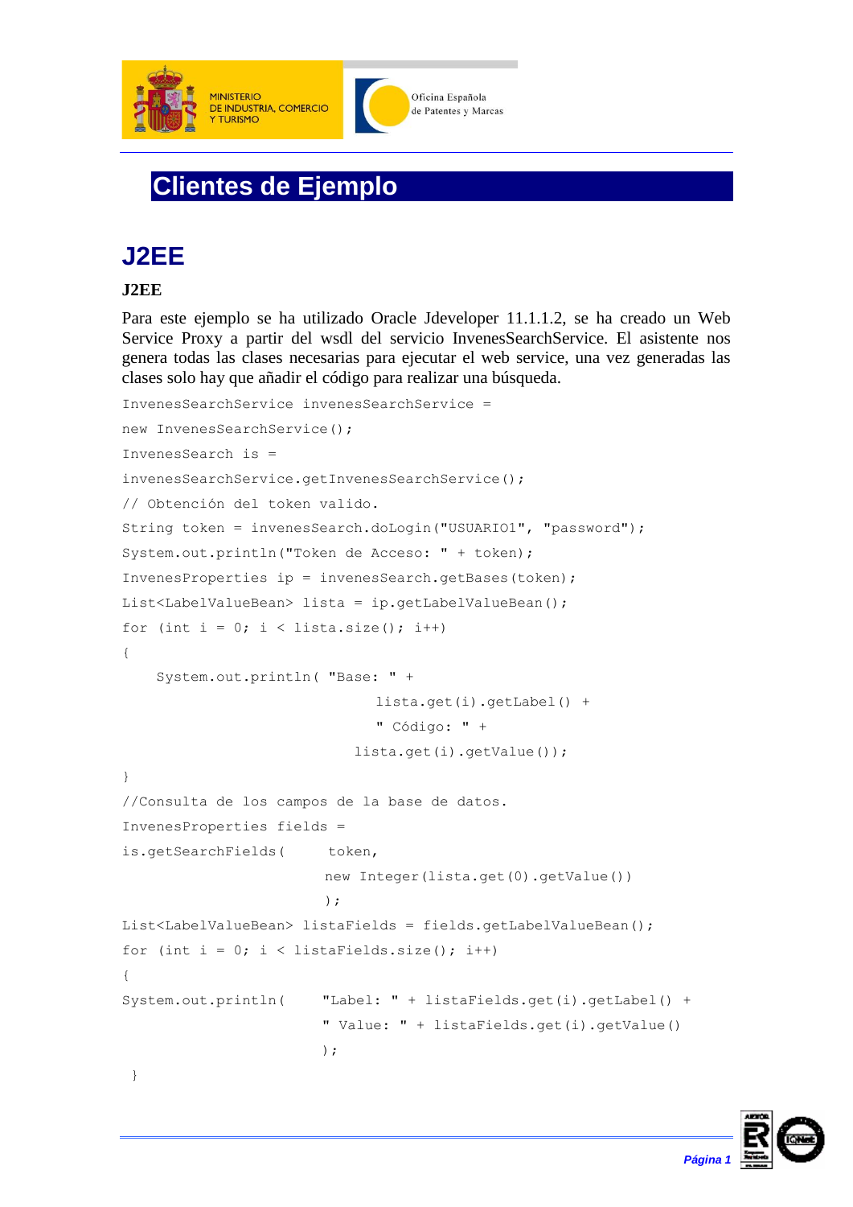# Clientes de Ejemplo

## J2EE

**J2EE**

Para este ejemplo se ha utilizado Oracle Jdeveloper 11.1.1.2, se ha creado un Web Service Proxy a partir del wsdl del servicio InvenesSearchService. El asistente nos genera todas las clases necesarias para ejecutar el web service, una vez generadas las clases solo hay que añadir el código para realizar una búsqueda.

```
InvenesSearchService invenesSearchService =
new InvenesSearchService();
InvenesSearch is =
invenesSearchService.getInvenesSearchService();
// Obtención del token valido.
String token = invenesSearch.doLogin("USUARIO1", "password");
System.out.println("Token de Acceso: " + token);
InvenesProperties ip = invenesSearch.getBases(token);
List<LabelValueBean> lista = ip.getLabelValueBean();
for (int i = 0; i < lista.size(); i++)
{
    System.out.println( "Base: " +
                              lista.get(i).getLabel() +
                              " Código: " +
                           lista.get(i).getValue());
}
//Consulta de los campos de la base de datos.
InvenesProperties fields =
is.getSearchFields(     token,
                        new Integer(lista.get(0).getValue())
                        );
List<LabelValueBean> listaFields = fields.getLabelValueBean();
for (int i = 0; i < listaFields.size(); i++)
{
System.out.println(     "Label: " + listaFields.get(i).getLabel() +
                        " Value: " + listaFields.get(i).getValue()
                        );
 }
```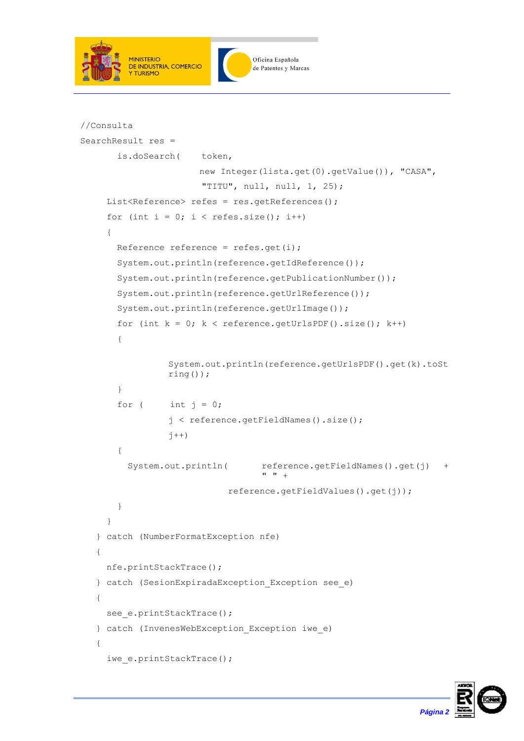```java
//Consulta
SearchResult res =
       is.doSearch(    token,
                      new Integer(lista.get(0).getValue()), "CASA",
                      "TITU", null, null, 1, 25);
     List<Reference> refes = res.getReferences();
     for (int i = 0; i < refes.size(); i++)
     {
       Reference reference = refes.get(i);
       System.out.println(reference.getIdReference());
       System.out.println(reference.getPublicationNumber());
       System.out.println(reference.getUrlReference());
       System.out.println(reference.getUrlImage());
       for (int k = 0; k < reference.getUrlsPDF().size(); k++)
       {

                 System.out.println(reference.getUrlsPDF().get(k).toSt
                 ring());
       }
       for (     int j = 0;
                 j < reference.getFieldNames().size();
                 j++)
       {
         System.out.println(       reference.getFieldNames().get(j)   +
                                   " " +
                             reference.getFieldValues().get(j));
       }
     }
   } catch (NumberFormatException nfe)
   {
     nfe.printStackTrace();
   } catch (SesionExpiradaException_Exception see_e)
   {
     see_e.printStackTrace();
   } catch (InvenesWebException_Exception iwe_e)
   {
     iwe_e.printStackTrace();
```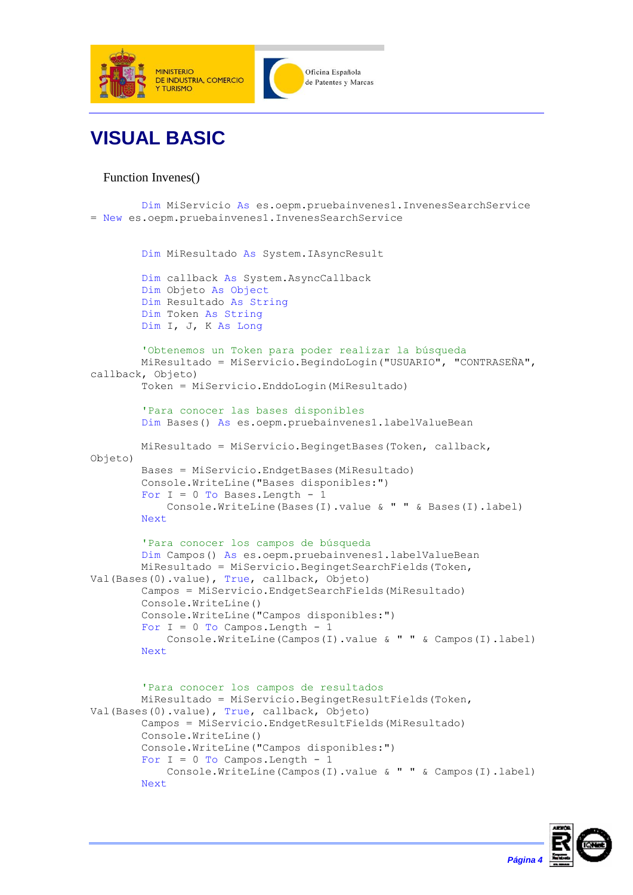# VISUAL BASIC

Function Invenes()

```
        Dim MiServicio As es.oepm.pruebainvenes1.InvenesSearchService
= New es.oepm.pruebainvenes1.InvenesSearchService


        Dim MiResultado As System.IAsyncResult

        Dim callback As System.AsyncCallback
        Dim Objeto As Object
        Dim Resultado As String
        Dim Token As String
        Dim I, J, K As Long

        'Obtenemos un Token para poder realizar la búsqueda
        MiResultado = MiServicio.BegindoLogin("USUARIO", "CONTRASEÑA",
callback, Objeto)
        Token = MiServicio.EnddoLogin(MiResultado)

        'Para conocer las bases disponibles
        Dim Bases() As es.oepm.pruebainvenes1.labelValueBean

        MiResultado = MiServicio.BegingetBases(Token, callback,
Objeto)
        Bases = MiServicio.EndgetBases(MiResultado)
        Console.WriteLine("Bases disponibles:")
        For I = 0 To Bases.Length - 1
            Console.WriteLine(Bases(I).value & " " & Bases(I).label)
        Next

        'Para conocer los campos de búsqueda
        Dim Campos() As es.oepm.pruebainvenes1.labelValueBean
        MiResultado = MiServicio.BegingetSearchFields(Token,
Val(Bases(0).value), True, callback, Objeto)
        Campos = MiServicio.EndgetSearchFields(MiResultado)
        Console.WriteLine()
        Console.WriteLine("Campos disponibles:")
        For I = 0 To Campos.Length - 1
            Console.WriteLine(Campos(I).value & " " & Campos(I).label)
        Next


        'Para conocer los campos de resultados
        MiResultado = MiServicio.BegingetResultFields(Token,
Val(Bases(0).value), True, callback, Objeto)
        Campos = MiServicio.EndgetResultFields(MiResultado)
        Console.WriteLine()
        Console.WriteLine("Campos disponibles:")
        For I = 0 To Campos.Length - 1
            Console.WriteLine(Campos(I).value & " " & Campos(I).label)
        Next
```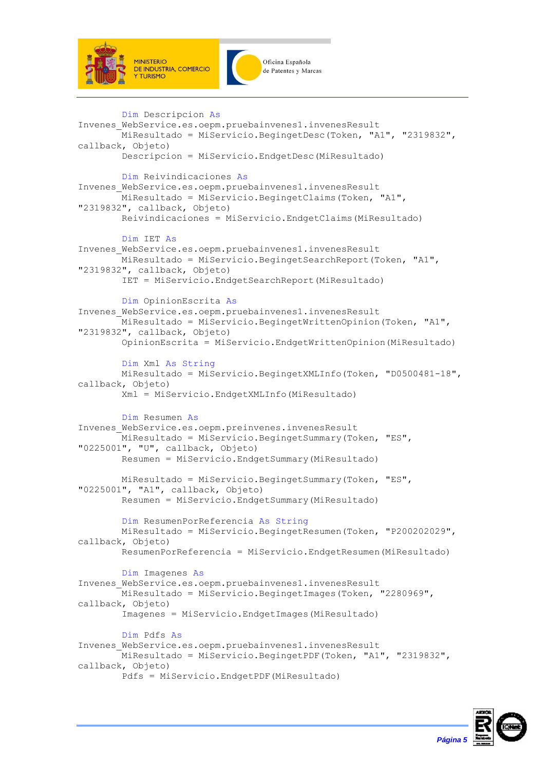```vb
        Dim Descripcion As
Invenes_WebService.es.oepm.pruebainvenes1.invenesResult
        MiResultado = MiServicio.BegingetDesc(Token, "A1", "2319832",
callback, Objeto)
        Descripcion = MiServicio.EndgetDesc(MiResultado)

        Dim Reivindicaciones As
Invenes_WebService.es.oepm.pruebainvenes1.invenesResult
        MiResultado = MiServicio.BegingetClaims(Token, "A1",
"2319832", callback, Objeto)
        Reivindicaciones = MiServicio.EndgetClaims(MiResultado)

        Dim IET As
Invenes_WebService.es.oepm.pruebainvenes1.invenesResult
        MiResultado = MiServicio.BegingetSearchReport(Token, "A1",
"2319832", callback, Objeto)
        IET = MiServicio.EndgetSearchReport(MiResultado)

        Dim OpinionEscrita As
Invenes_WebService.es.oepm.pruebainvenes1.invenesResult
        MiResultado = MiServicio.BegingetWrittenOpinion(Token, "A1",
"2319832", callback, Objeto)
        OpinionEscrita = MiServicio.EndgetWrittenOpinion(MiResultado)

        Dim Xml As String
        MiResultado = MiServicio.BegingetXMLInfo(Token, "D0500481-18",
callback, Objeto)
        Xml = MiServicio.EndgetXMLInfo(MiResultado)

        Dim Resumen As
Invenes_WebService.es.oepm.preinvenes.invenesResult
        MiResultado = MiServicio.BegingetSummary(Token, "ES",
"0225001", "U", callback, Objeto)
        Resumen = MiServicio.EndgetSummary(MiResultado)

        MiResultado = MiServicio.BegingetSummary(Token, "ES",
"0225001", "A1", callback, Objeto)
        Resumen = MiServicio.EndgetSummary(MiResultado)

        Dim ResumenPorReferencia As String
        MiResultado = MiServicio.BegingetResumen(Token, "P200202029",
callback, Objeto)
        ResumenPorReferencia = MiServicio.EndgetResumen(MiResultado)

        Dim Imagenes As
Invenes_WebService.es.oepm.pruebainvenes1.invenesResult
        MiResultado = MiServicio.BegingetImages(Token, "2280969",
callback, Objeto)
        Imagenes = MiServicio.EndgetImages(MiResultado)

        Dim Pdfs As
Invenes_WebService.es.oepm.pruebainvenes1.invenesResult
        MiResultado = MiServicio.BegingetPDF(Token, "A1", "2319832",
callback, Objeto)
        Pdfs = MiServicio.EndgetPDF(MiResultado)
```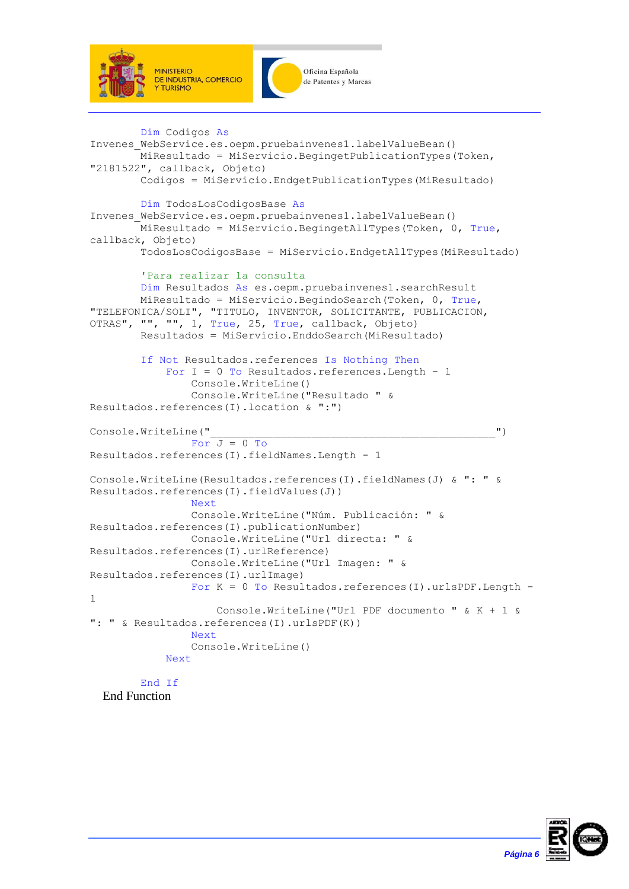```
        Dim Codigos As
Invenes_WebService.es.oepm.pruebainvenes1.labelValueBean()
        MiResultado = MiServicio.BegingetPublicationTypes(Token,
"2181522", callback, Objeto)
        Codigos = MiServicio.EndgetPublicationTypes(MiResultado)

        Dim TodosLosCodigosBase As
Invenes_WebService.es.oepm.pruebainvenes1.labelValueBean()
        MiResultado = MiServicio.BegingetAllTypes(Token, 0, True,
callback, Objeto)
        TodosLosCodigosBase = MiServicio.EndgetAllTypes(MiResultado)

        'Para realizar la consulta
        Dim Resultados As es.oepm.pruebainvenes1.searchResult
        MiResultado = MiServicio.BegindoSearch(Token, 0, True,
"TELEFONICA/SOLI", "TITULO, INVENTOR, SOLICITANTE, PUBLICACION,
OTRAS", "", "", 1, True, 25, True, callback, Objeto)
        Resultados = MiServicio.EnddoSearch(MiResultado)

        If Not Resultados.references Is Nothing Then
            For I = 0 To Resultados.references.Length - 1
                Console.WriteLine()
                Console.WriteLine("Resultado " &
Resultados.references(I).location & ":")

Console.WriteLine("____________________________________________")
                For J = 0 To
Resultados.references(I).fieldNames.Length - 1

Console.WriteLine(Resultados.references(I).fieldNames(J) & ": " &
Resultados.references(I).fieldValues(J))
                Next
                Console.WriteLine("Núm. Publicación: " &
Resultados.references(I).publicationNumber)
                Console.WriteLine("Url directa: " &
Resultados.references(I).urlReference)
                Console.WriteLine("Url Imagen: " &
Resultados.references(I).urlImage)
                For K = 0 To Resultados.references(I).urlsPDF.Length -
1
                    Console.WriteLine("Url PDF documento " & K + 1 &
": " & Resultados.references(I).urlsPDF(K))
                Next
                Console.WriteLine()
            Next

        End If
End Function
```